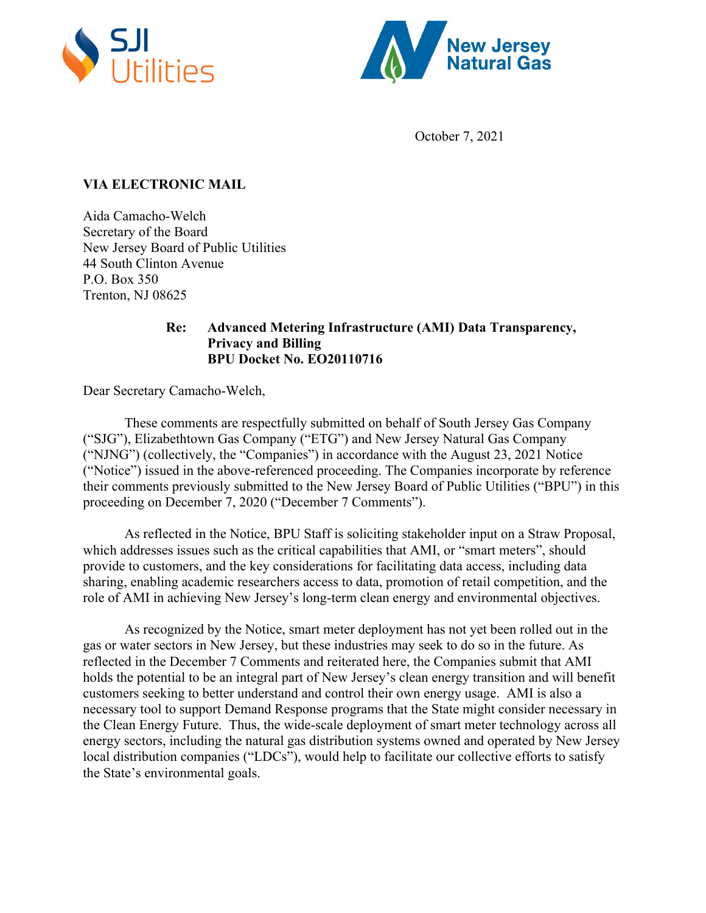SJI Utilities

New Jersey Natural Gas

October 7, 2021

**VIA ELECTRONIC MAIL**

Aida Camacho-Welch
Secretary of the Board
New Jersey Board of Public Utilities
44 South Clinton Avenue
P.O. Box 350
Trenton, NJ 08625

**Re: Advanced Metering Infrastructure (AMI) Data Transparency, Privacy and Billing**
**BPU Docket No. EO20110716**

Dear Secretary Camacho-Welch,

These comments are respectfully submitted on behalf of South Jersey Gas Company ("SJG"), Elizabethtown Gas Company ("ETG") and New Jersey Natural Gas Company ("NJNG") (collectively, the "Companies") in accordance with the August 23, 2021 Notice ("Notice") issued in the above-referenced proceeding. The Companies incorporate by reference their comments previously submitted to the New Jersey Board of Public Utilities ("BPU") in this proceeding on December 7, 2020 ("December 7 Comments").

As reflected in the Notice, BPU Staff is soliciting stakeholder input on a Straw Proposal, which addresses issues such as the critical capabilities that AMI, or "smart meters", should provide to customers, and the key considerations for facilitating data access, including data sharing, enabling academic researchers access to data, promotion of retail competition, and the role of AMI in achieving New Jersey's long-term clean energy and environmental objectives.

As recognized by the Notice, smart meter deployment has not yet been rolled out in the gas or water sectors in New Jersey, but these industries may seek to do so in the future. As reflected in the December 7 Comments and reiterated here, the Companies submit that AMI holds the potential to be an integral part of New Jersey's clean energy transition and will benefit customers seeking to better understand and control their own energy usage. AMI is also a necessary tool to support Demand Response programs that the State might consider necessary in the Clean Energy Future. Thus, the wide-scale deployment of smart meter technology across all energy sectors, including the natural gas distribution systems owned and operated by New Jersey local distribution companies ("LDCs"), would help to facilitate our collective efforts to satisfy the State's environmental goals.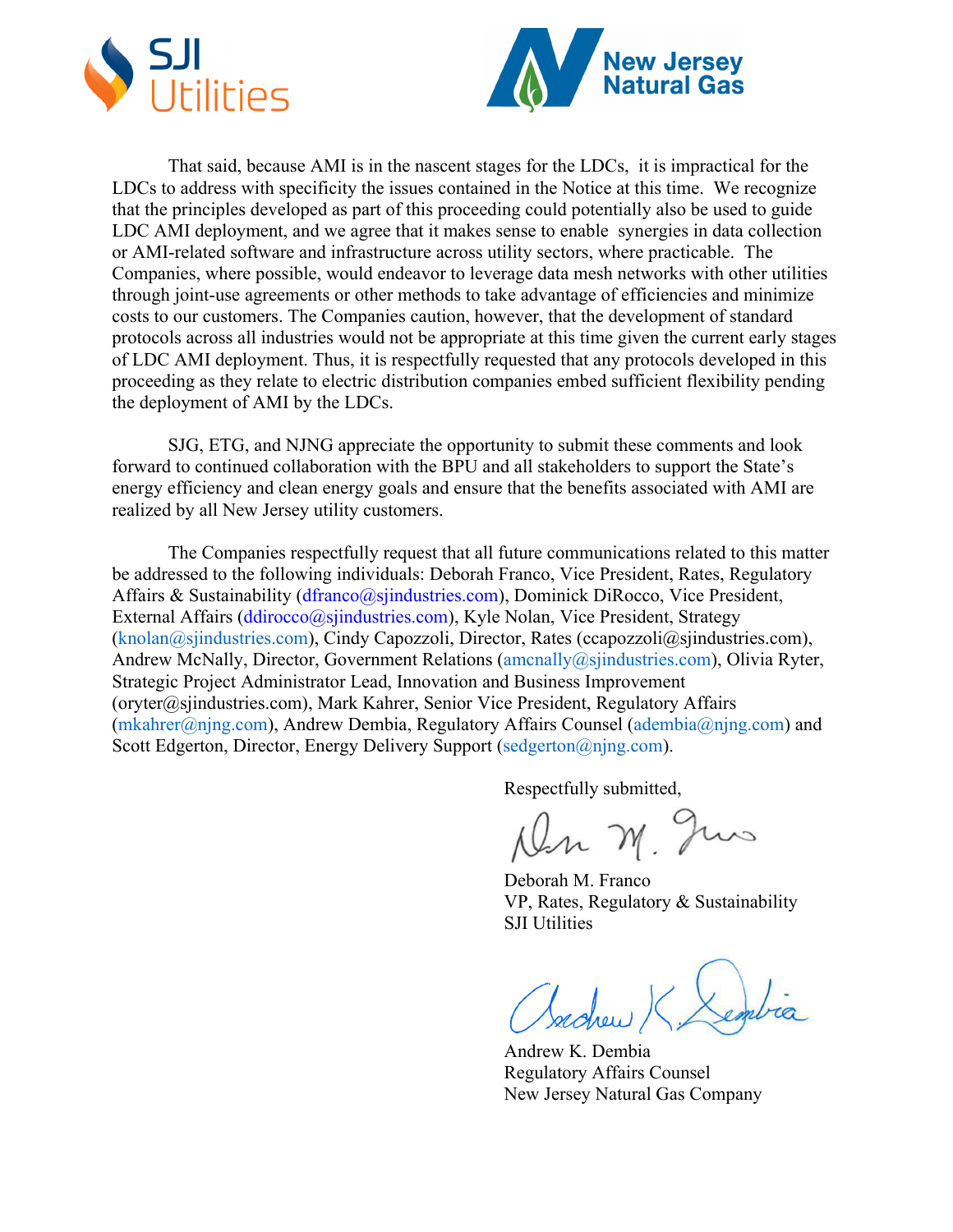That said, because AMI is in the nascent stages for the LDCs, it is impractical for the LDCs to address with specificity the issues contained in the Notice at this time. We recognize that the principles developed as part of this proceeding could potentially also be used to guide LDC AMI deployment, and we agree that it makes sense to enable synergies in data collection or AMI-related software and infrastructure across utility sectors, where practicable. The Companies, where possible, would endeavor to leverage data mesh networks with other utilities through joint-use agreements or other methods to take advantage of efficiencies and minimize costs to our customers. The Companies caution, however, that the development of standard protocols across all industries would not be appropriate at this time given the current early stages of LDC AMI deployment. Thus, it is respectfully requested that any protocols developed in this proceeding as they relate to electric distribution companies embed sufficient flexibility pending the deployment of AMI by the LDCs.

SJG, ETG, and NJNG appreciate the opportunity to submit these comments and look forward to continued collaboration with the BPU and all stakeholders to support the State's energy efficiency and clean energy goals and ensure that the benefits associated with AMI are realized by all New Jersey utility customers.

The Companies respectfully request that all future communications related to this matter be addressed to the following individuals: Deborah Franco, Vice President, Rates, Regulatory Affairs & Sustainability (dfranco@sjindustries.com), Dominick DiRocco, Vice President, External Affairs (ddirocco@sjindustries.com), Kyle Nolan, Vice President, Strategy (knolan@sjindustries.com), Cindy Capozzoli, Director, Rates (ccapozzoli@sjindustries.com), Andrew McNally, Director, Government Relations (amcnally@sjindustries.com), Olivia Ryter, Strategic Project Administrator Lead, Innovation and Business Improvement (oryter@sjindustries.com), Mark Kahrer, Senior Vice President, Regulatory Affairs (mkahrer@njng.com), Andrew Dembia, Regulatory Affairs Counsel (adembia@njng.com) and Scott Edgerton, Director, Energy Delivery Support (sedgerton@njng.com).

Respectfully submitted,

Deborah M. Franco
VP, Rates, Regulatory & Sustainability
SJI Utilities

Andrew K. Dembia
Regulatory Affairs Counsel
New Jersey Natural Gas Company